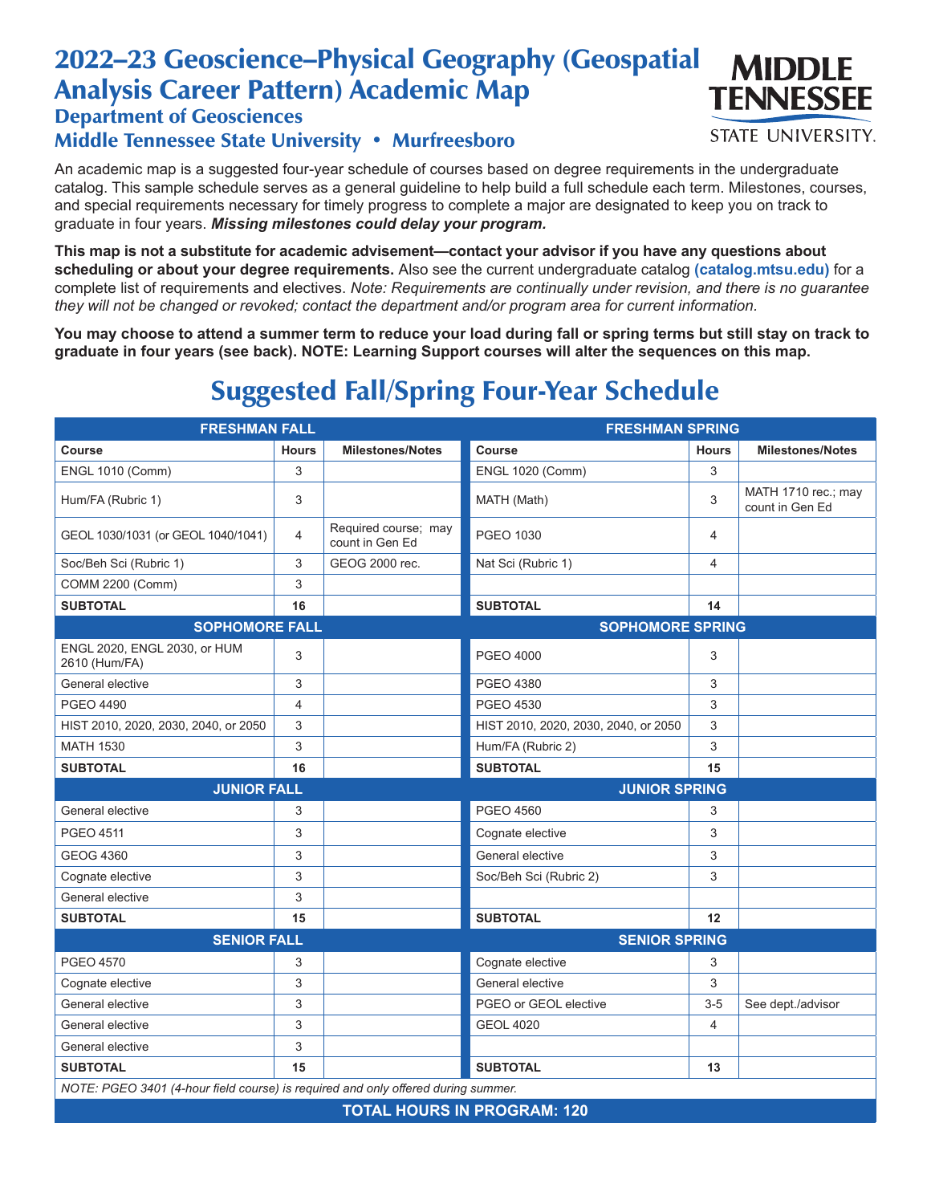# 2022–23 Geoscience–Physical Geography (Geospatial Analysis Career Pattern) Academic Map

## Department of Geosciences

## Middle Tennessee State University • Murfreesboro

MIDDLE TENNESSEE STATE UNIVERSITY.

An academic map is a suggested four-year schedule of courses based on degree requirements in the undergraduate catalog. This sample schedule serves as a general guideline to help build a full schedule each term. Milestones, courses, and special requirements necessary for timely progress to complete a major are designated to keep you on track to graduate in four years. ***Missing milestones could delay your program.***

**This map is not a substitute for academic advisement—contact your advisor if you have any questions about scheduling or about your degree requirements.** Also see the current undergraduate catalog **(catalog.mtsu.edu)** for a complete list of requirements and electives. *Note: Requirements are continually under revision, and there is no guarantee they will not be changed or revoked; contact the department and/or program area for current information.*

**You may choose to attend a summer term to reduce your load during fall or spring terms but still stay on track to graduate in four years (see back). NOTE: Learning Support courses will alter the sequences on this map.**

# Suggested Fall/Spring Four-Year Schedule

| FRESHMAN FALL | | | FRESHMAN SPRING | | |
|---|---|---|---|---|---|
| **Course** | **Hours** | **Milestones/Notes** | **Course** | **Hours** | **Milestones/Notes** |
| ENGL 1010 (Comm) | 3 | | ENGL 1020 (Comm) | 3 | |
| Hum/FA (Rubric 1) | 3 | | MATH (Math) | 3 | MATH 1710 rec.; may count in Gen Ed |
| GEOL 1030/1031 (or GEOL 1040/1041) | 4 | Required course; may count in Gen Ed | PGEO 1030 | 4 | |
| Soc/Beh Sci (Rubric 1) | 3 | GEOG 2000 rec. | Nat Sci (Rubric 1) | 4 | |
| COMM 2200 (Comm) | 3 | | | | |
| **SUBTOTAL** | **16** | | **SUBTOTAL** | **14** | |
| **SOPHOMORE FALL** | | | **SOPHOMORE SPRING** | | |
| ENGL 2020, ENGL 2030, or HUM 2610 (Hum/FA) | 3 | | PGEO 4000 | 3 | |
| General elective | 3 | | PGEO 4380 | 3 | |
| PGEO 4490 | 4 | | PGEO 4530 | 3 | |
| HIST 2010, 2020, 2030, 2040, or 2050 | 3 | | HIST 2010, 2020, 2030, 2040, or 2050 | 3 | |
| MATH 1530 | 3 | | Hum/FA (Rubric 2) | 3 | |
| **SUBTOTAL** | **16** | | **SUBTOTAL** | **15** | |
| **JUNIOR FALL** | | | **JUNIOR SPRING** | | |
| General elective | 3 | | PGEO 4560 | 3 | |
| PGEO 4511 | 3 | | Cognate elective | 3 | |
| GEOG 4360 | 3 | | General elective | 3 | |
| Cognate elective | 3 | | Soc/Beh Sci (Rubric 2) | 3 | |
| General elective | 3 | | | | |
| **SUBTOTAL** | **15** | | **SUBTOTAL** | **12** | |
| **SENIOR FALL** | | | **SENIOR SPRING** | | |
| PGEO 4570 | 3 | | Cognate elective | 3 | |
| Cognate elective | 3 | | General elective | 3 | |
| General elective | 3 | | PGEO or GEOL elective | 3-5 | See dept./advisor |
| General elective | 3 | | GEOL 4020 | 4 | |
| General elective | 3 | | | | |
| **SUBTOTAL** | **15** | | **SUBTOTAL** | **13** | |

*NOTE: PGEO 3401 (4-hour field course) is required and only offered during summer.*

**TOTAL HOURS IN PROGRAM: 120**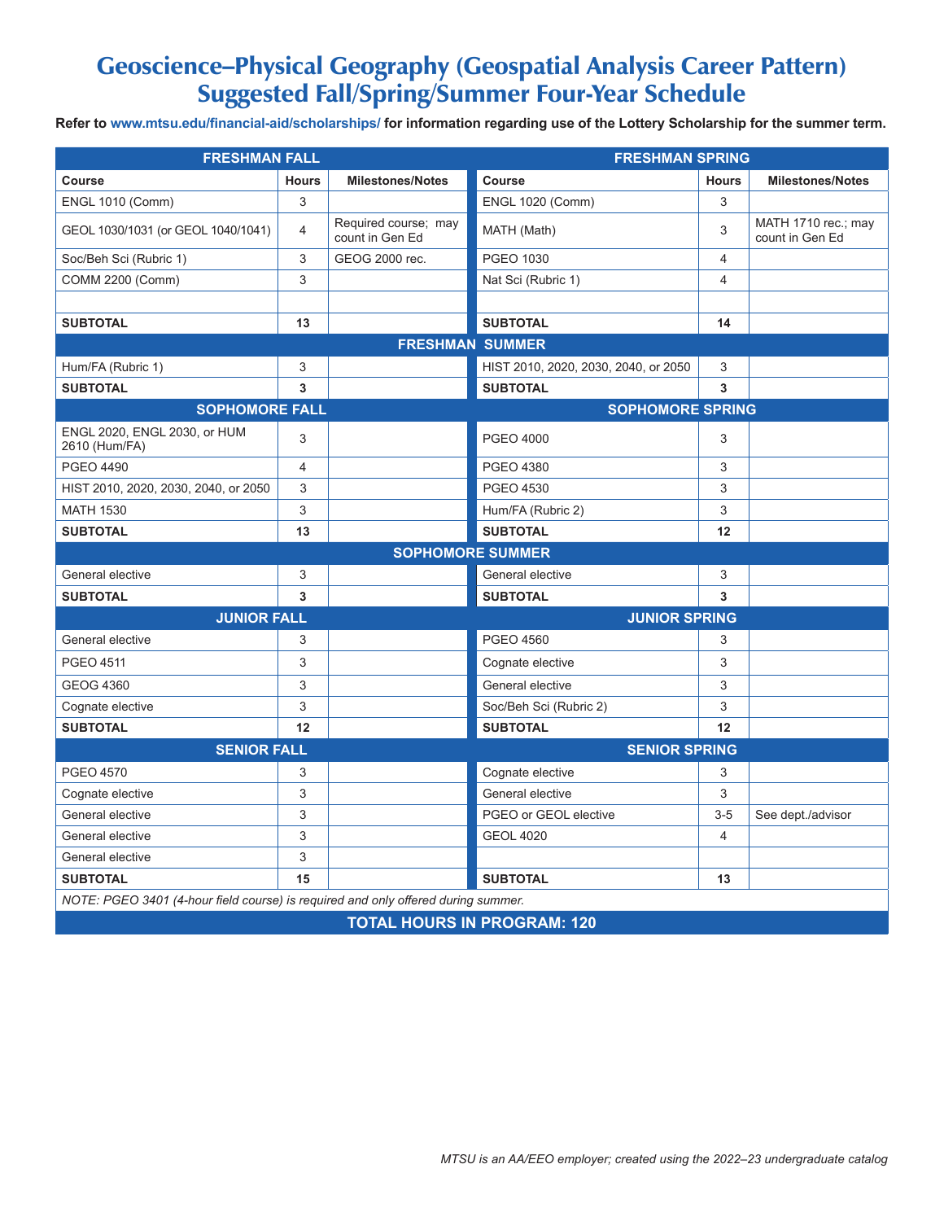# Geoscience–Physical Geography (Geospatial Analysis Career Pattern) Suggested Fall/Spring/Summer Four-Year Schedule

**Refer to www.mtsu.edu/financial-aid/scholarships/ for information regarding use of the Lottery Scholarship for the summer term.**

| FRESHMAN FALL | | | FRESHMAN SPRING | | |
|---|---|---|---|---|---|
| **Course** | **Hours** | **Milestones/Notes** | **Course** | **Hours** | **Milestones/Notes** |
| ENGL 1010 (Comm) | 3 | | ENGL 1020 (Comm) | 3 | |
| GEOL 1030/1031 (or GEOL 1040/1041) | 4 | Required course; may count in Gen Ed | MATH (Math) | 3 | MATH 1710 rec.; may count in Gen Ed |
| Soc/Beh Sci (Rubric 1) | 3 | GEOG 2000 rec. | PGEO 1030 | 4 | |
| COMM 2200 (Comm) | 3 | | Nat Sci (Rubric 1) | 4 | |
| | | | | | |
| **SUBTOTAL** | **13** | | **SUBTOTAL** | **14** | |
| **FRESHMAN SUMMER** | | | | | |
| Hum/FA (Rubric 1) | 3 | | HIST 2010, 2020, 2030, 2040, or 2050 | 3 | |
| **SUBTOTAL** | **3** | | **SUBTOTAL** | **3** | |
| **SOPHOMORE FALL** | | | **SOPHOMORE SPRING** | | |
| ENGL 2020, ENGL 2030, or HUM 2610 (Hum/FA) | 3 | | PGEO 4000 | 3 | |
| PGEO 4490 | 4 | | PGEO 4380 | 3 | |
| HIST 2010, 2020, 2030, 2040, or 2050 | 3 | | PGEO 4530 | 3 | |
| MATH 1530 | 3 | | Hum/FA (Rubric 2) | 3 | |
| **SUBTOTAL** | **13** | | **SUBTOTAL** | **12** | |
| **SOPHOMORE SUMMER** | | | | | |
| General elective | 3 | | General elective | 3 | |
| **SUBTOTAL** | **3** | | **SUBTOTAL** | **3** | |
| **JUNIOR FALL** | | | **JUNIOR SPRING** | | |
| General elective | 3 | | PGEO 4560 | 3 | |
| PGEO 4511 | 3 | | Cognate elective | 3 | |
| GEOG 4360 | 3 | | General elective | 3 | |
| Cognate elective | 3 | | Soc/Beh Sci (Rubric 2) | 3 | |
| **SUBTOTAL** | **12** | | **SUBTOTAL** | **12** | |
| **SENIOR FALL** | | | **SENIOR SPRING** | | |
| PGEO 4570 | 3 | | Cognate elective | 3 | |
| Cognate elective | 3 | | General elective | 3 | |
| General elective | 3 | | PGEO or GEOL elective | 3-5 | See dept./advisor |
| General elective | 3 | | GEOL 4020 | 4 | |
| General elective | 3 | | | | |
| **SUBTOTAL** | **15** | | **SUBTOTAL** | **13** | |
| *NOTE: PGEO 3401 (4-hour field course) is required and only offered during summer.* | | | | | |
| **TOTAL HOURS IN PROGRAM: 120** | | | | | |

*MTSU is an AA/EEO employer; created using the 2022–23 undergraduate catalog*